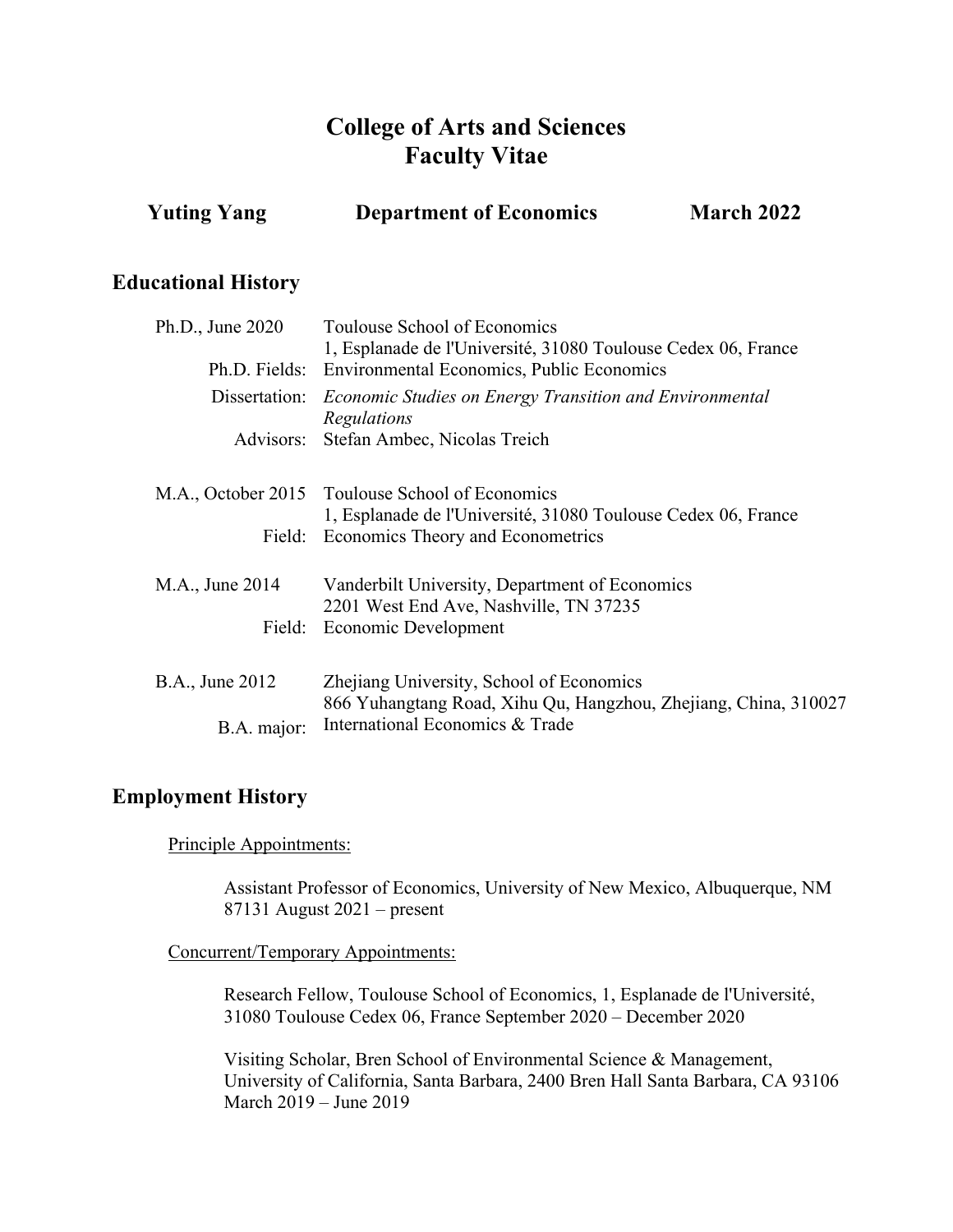# College of Arts and Sciences
# Faculty Vitae

**Yuting Yang** **Department of Economics** **March 2022**

## Educational History

Ph.D., June 2020 — Toulouse School of Economics
1, Esplanade de l'Université, 31080 Toulouse Cedex 06, France

- Ph.D. Fields: Environmental Economics, Public Economics
- Dissertation: *Economic Studies on Energy Transition and Environmental Regulations*
- Advisors: Stefan Ambec, Nicolas Treich

M.A., October 2015 — Toulouse School of Economics
1, Esplanade de l'Université, 31080 Toulouse Cedex 06, France

- Field: Economics Theory and Econometrics

M.A., June 2014 — Vanderbilt University, Department of Economics
2201 West End Ave, Nashville, TN 37235

- Field: Economic Development

B.A., June 2012 — Zhejiang University, School of Economics
866 Yuhangtang Road, Xihu Qu, Hangzhou, Zhejiang, China, 310027

- B.A. major: International Economics & Trade

## Employment History

Principle Appointments:

Assistant Professor of Economics, University of New Mexico, Albuquerque, NM 87131 August 2021 – present

Concurrent/Temporary Appointments:

Research Fellow, Toulouse School of Economics, 1, Esplanade de l'Université, 31080 Toulouse Cedex 06, France September 2020 – December 2020

Visiting Scholar, Bren School of Environmental Science & Management, University of California, Santa Barbara, 2400 Bren Hall Santa Barbara, CA 93106 March 2019 – June 2019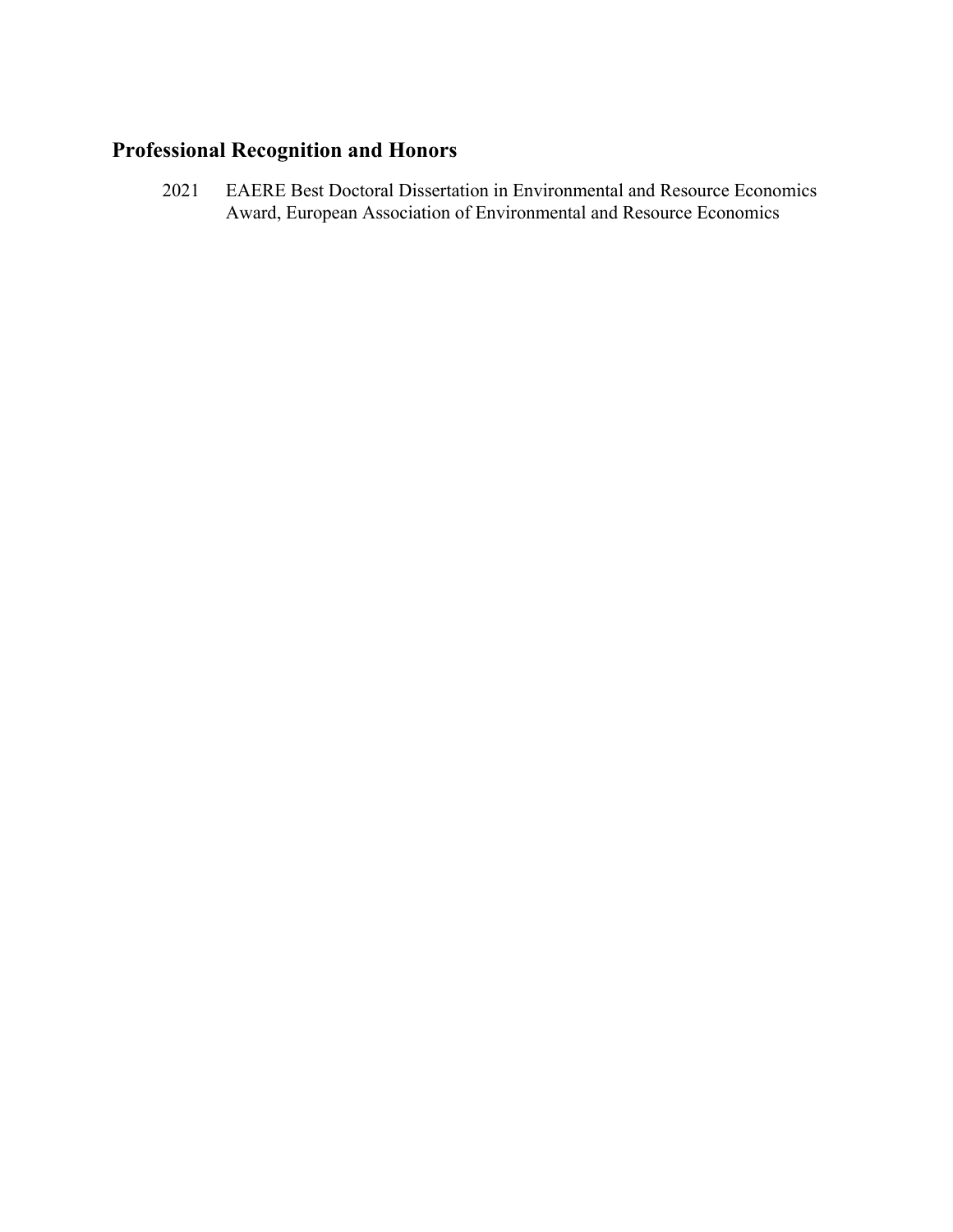## Professional Recognition and Honors

2021 EAERE Best Doctoral Dissertation in Environmental and Resource Economics Award, European Association of Environmental and Resource Economics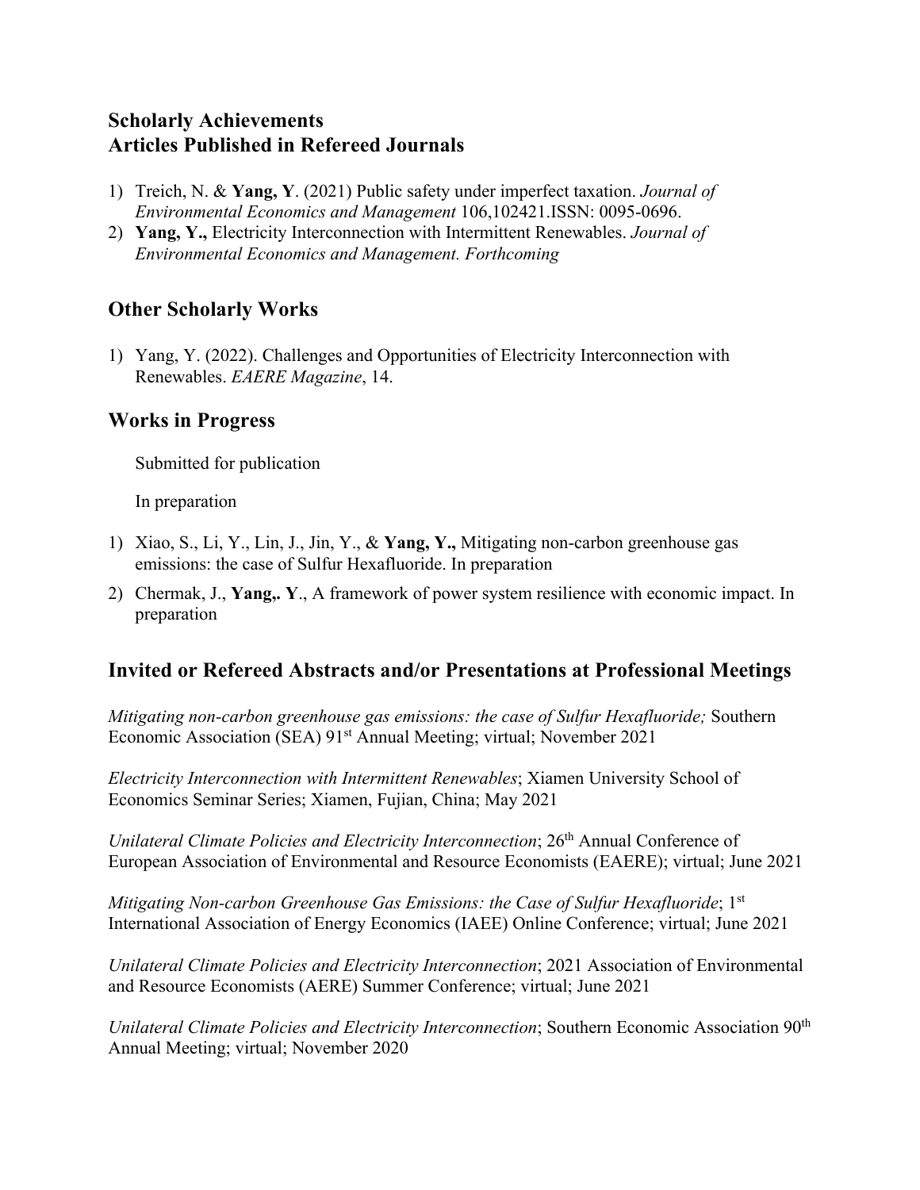## Scholarly Achievements
## Articles Published in Refereed Journals

1) Treich, N. & **Yang, Y**. (2021) Public safety under imperfect taxation. *Journal of Environmental Economics and Management* 106,102421.ISSN: 0095-0696.
2) **Yang, Y.,** Electricity Interconnection with Intermittent Renewables. *Journal of Environmental Economics and Management. Forthcoming*

## Other Scholarly Works

1) Yang, Y. (2022). Challenges and Opportunities of Electricity Interconnection with Renewables. *EAERE Magazine*, 14.

## Works in Progress

Submitted for publication

In preparation

1) Xiao, S., Li, Y., Lin, J., Jin, Y., & **Yang, Y.,** Mitigating non-carbon greenhouse gas emissions: the case of Sulfur Hexafluoride. In preparation
2) Chermak, J., **Yang,. Y**., A framework of power system resilience with economic impact. In preparation

## Invited or Refereed Abstracts and/or Presentations at Professional Meetings

*Mitigating non-carbon greenhouse gas emissions: the case of Sulfur Hexafluoride;* Southern Economic Association (SEA) 91st Annual Meeting; virtual; November 2021

*Electricity Interconnection with Intermittent Renewables*; Xiamen University School of Economics Seminar Series; Xiamen, Fujian, China; May 2021

*Unilateral Climate Policies and Electricity Interconnection*; 26th Annual Conference of European Association of Environmental and Resource Economists (EAERE); virtual; June 2021

*Mitigating Non-carbon Greenhouse Gas Emissions: the Case of Sulfur Hexafluoride*; 1st International Association of Energy Economics (IAEE) Online Conference; virtual; June 2021

*Unilateral Climate Policies and Electricity Interconnection*; 2021 Association of Environmental and Resource Economists (AERE) Summer Conference; virtual; June 2021

*Unilateral Climate Policies and Electricity Interconnection*; Southern Economic Association 90th Annual Meeting; virtual; November 2020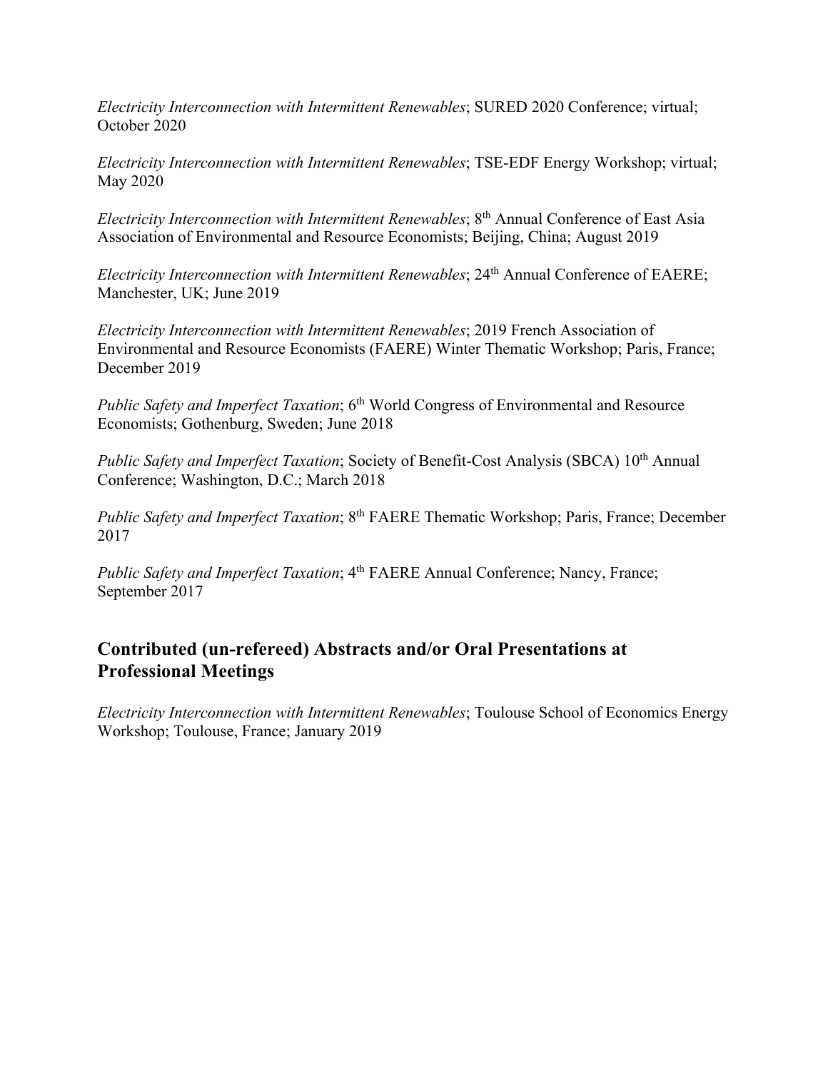*Electricity Interconnection with Intermittent Renewables*; SURED 2020 Conference; virtual; October 2020

*Electricity Interconnection with Intermittent Renewables*; TSE-EDF Energy Workshop; virtual; May 2020

*Electricity Interconnection with Intermittent Renewables*; 8th Annual Conference of East Asia Association of Environmental and Resource Economists; Beijing, China; August 2019

*Electricity Interconnection with Intermittent Renewables*; 24th Annual Conference of EAERE; Manchester, UK; June 2019

*Electricity Interconnection with Intermittent Renewables*; 2019 French Association of Environmental and Resource Economists (FAERE) Winter Thematic Workshop; Paris, France; December 2019

*Public Safety and Imperfect Taxation*; 6th World Congress of Environmental and Resource Economists; Gothenburg, Sweden; June 2018

*Public Safety and Imperfect Taxation*; Society of Benefit-Cost Analysis (SBCA) 10th Annual Conference; Washington, D.C.; March 2018

*Public Safety and Imperfect Taxation*; 8th FAERE Thematic Workshop; Paris, France; December 2017

*Public Safety and Imperfect Taxation*; 4th FAERE Annual Conference; Nancy, France; September 2017

## Contributed (un-refereed) Abstracts and/or Oral Presentations at Professional Meetings

*Electricity Interconnection with Intermittent Renewables*; Toulouse School of Economics Energy Workshop; Toulouse, France; January 2019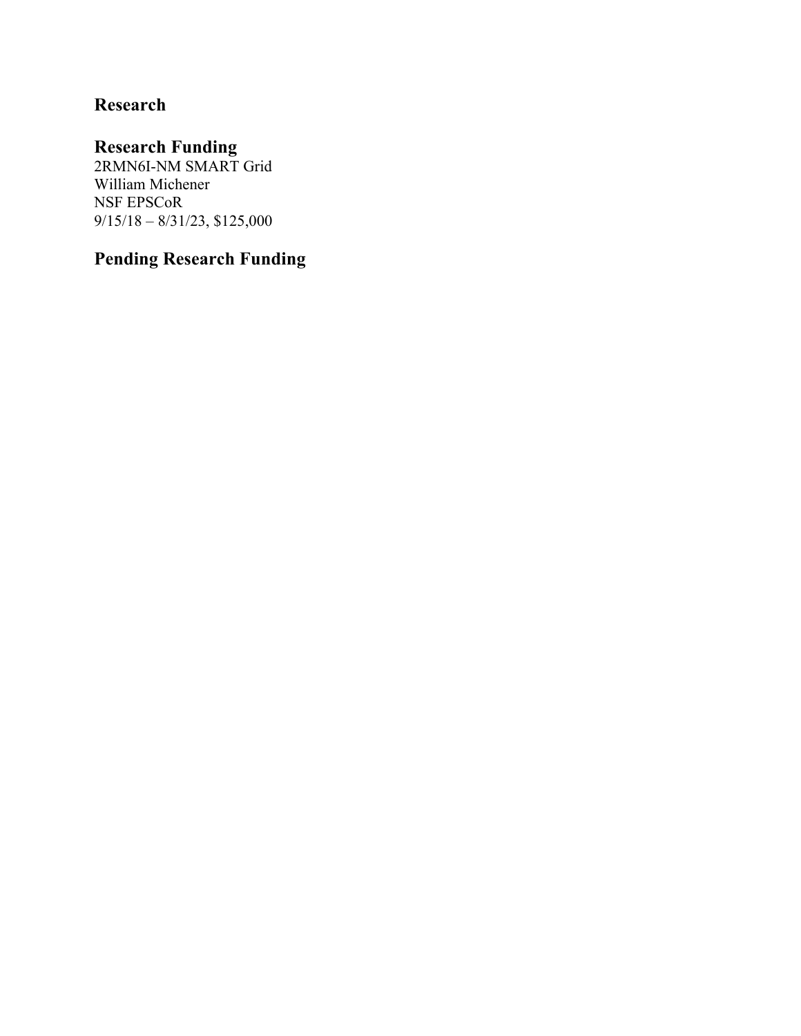## Research

### Research Funding

2RMN6I-NM SMART Grid
William Michener
NSF EPSCoR
9/15/18 – 8/31/23, $125,000

### Pending Research Funding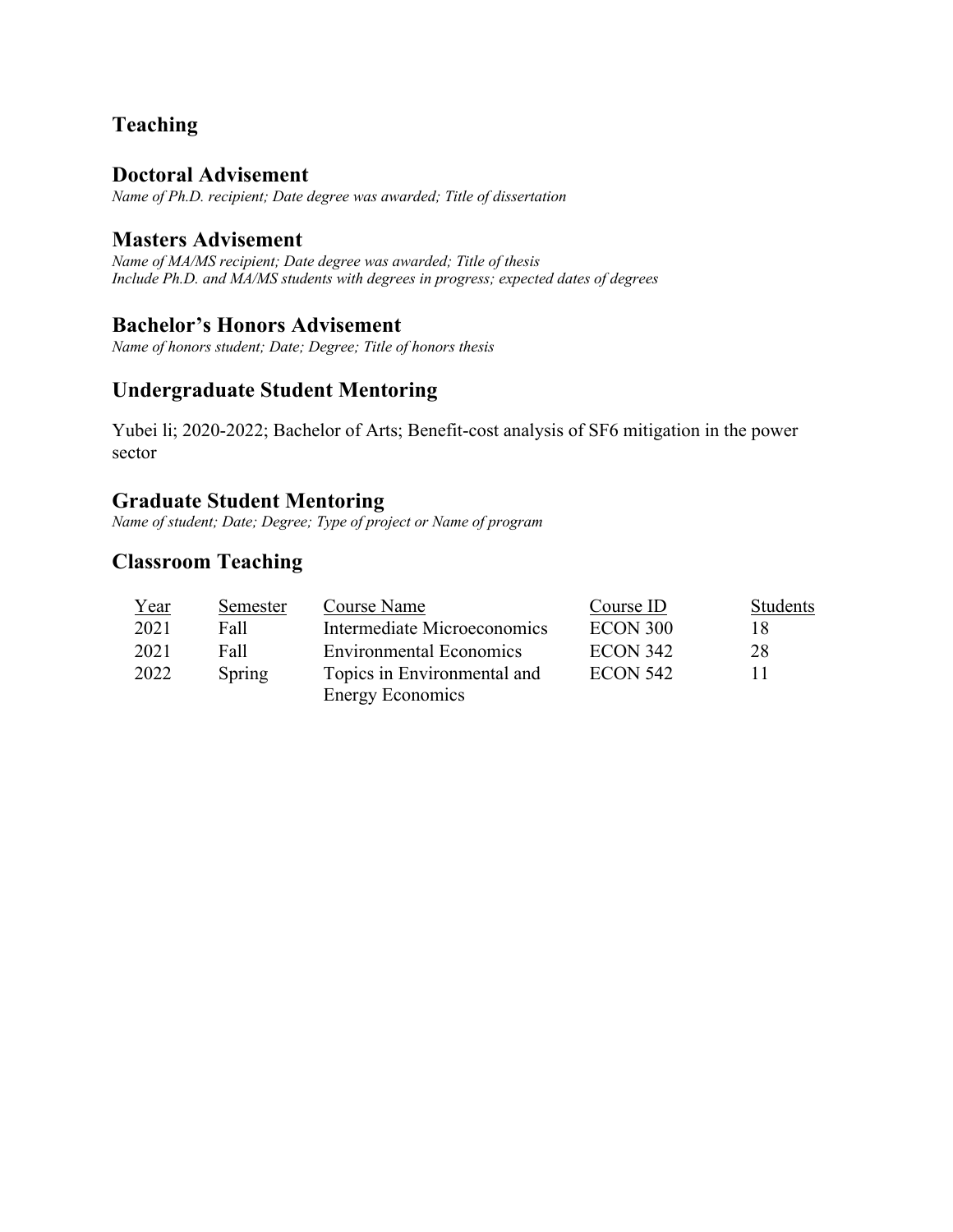# Teaching

## Doctoral Advisement

*Name of Ph.D. recipient; Date degree was awarded; Title of dissertation*

## Masters Advisement

*Name of MA/MS recipient; Date degree was awarded; Title of thesis*
*Include Ph.D. and MA/MS students with degrees in progress; expected dates of degrees*

## Bachelor's Honors Advisement

*Name of honors student; Date; Degree; Title of honors thesis*

## Undergraduate Student Mentoring

Yubei li; 2020-2022; Bachelor of Arts; Benefit-cost analysis of $SF_6$ mitigation in the power sector

## Graduate Student Mentoring

*Name of student; Date; Degree; Type of project or Name of program*

## Classroom Teaching

| Year | Semester | Course Name | Course ID | Students |
|---|---|---|---|---|
| 2021 | Fall | Intermediate Microeconomics | ECON 300 | 18 |
| 2021 | Fall | Environmental Economics | ECON 342 | 28 |
| 2022 | Spring | Topics in Environmental and Energy Economics | ECON 542 | 11 |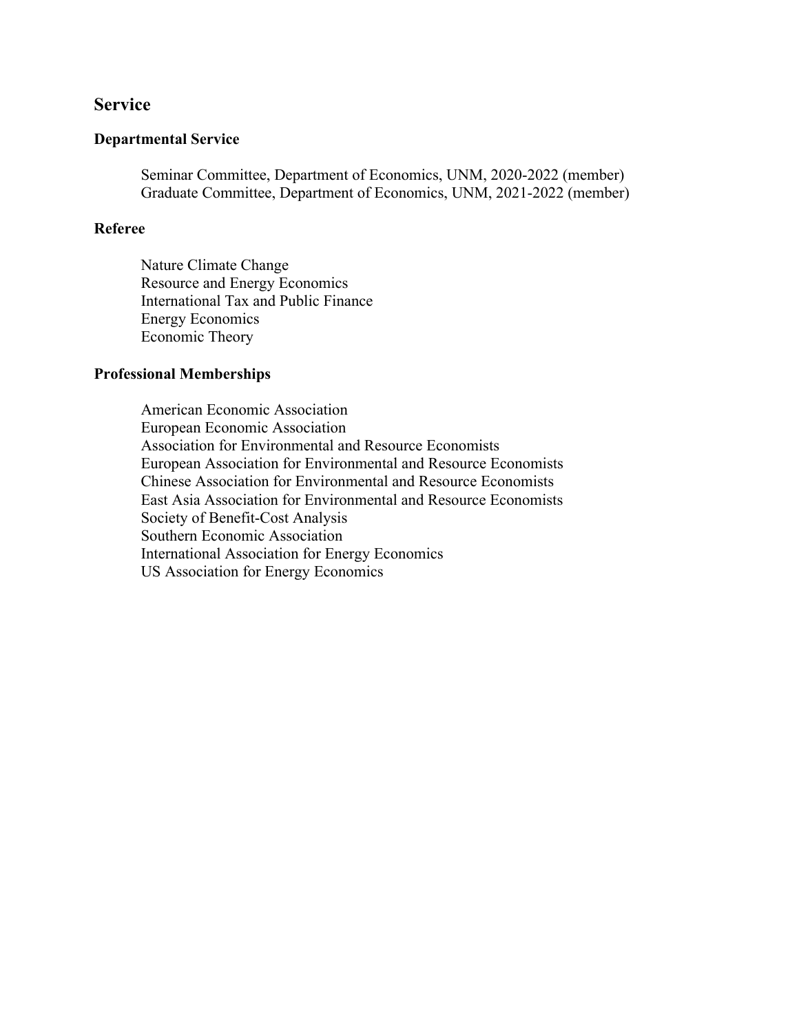## Service

### Departmental Service

Seminar Committee, Department of Economics, UNM, 2020-2022 (member)
Graduate Committee, Department of Economics, UNM, 2021-2022 (member)

### Referee

Nature Climate Change
Resource and Energy Economics
International Tax and Public Finance
Energy Economics
Economic Theory

### Professional Memberships

American Economic Association
European Economic Association
Association for Environmental and Resource Economists
European Association for Environmental and Resource Economists
Chinese Association for Environmental and Resource Economists
East Asia Association for Environmental and Resource Economists
Society of Benefit-Cost Analysis
Southern Economic Association
International Association for Energy Economics
US Association for Energy Economics